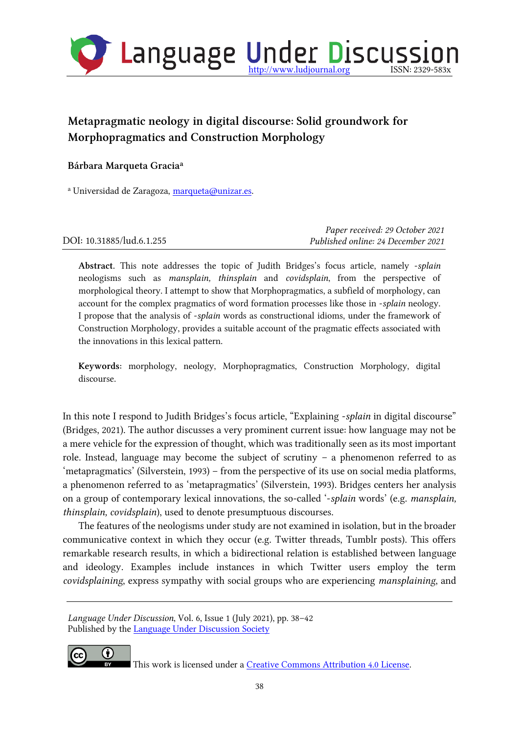# Metapragmatic neology in digital discourse: Solid groundwork for Morphopragmatics and Construction Morphology

**Bárbara Marqueta Gracia**[a]

[a] Universidad de Zaragoza, marqueta@unizar.es.

DOI: 10.31885/lud.6.1.255

*Paper received: 29 October 2021*
*Published online: 24 December 2021*

**Abstract**. This note addresses the topic of Judith Bridges's focus article, namely *-splain* neologisms such as *mansplain, thinsplain* and *covidsplain*, from the perspective of morphological theory. I attempt to show that Morphopragmatics, a subfield of morphology, can account for the complex pragmatics of word formation processes like those in *-splain* neology. I propose that the analysis of *-splain* words as constructional idioms, under the framework of Construction Morphology, provides a suitable account of the pragmatic effects associated with the innovations in this lexical pattern.

**Keywords**: morphology, neology, Morphopragmatics, Construction Morphology, digital discourse.

In this note I respond to Judith Bridges's focus article, "Explaining *-splain* in digital discourse" (Bridges, 2021). The author discusses a very prominent current issue: how language may not be a mere vehicle for the expression of thought, which was traditionally seen as its most important role. Instead, language may become the subject of scrutiny – a phenomenon referred to as 'metapragmatics' (Silverstein, 1993) – from the perspective of its use on social media platforms, a phenomenon referred to as 'metapragmatics' (Silverstein, 1993). Bridges centers her analysis on a group of contemporary lexical innovations, the so-called '*-splain* words' (e.g. *mansplain, thinsplain, covidsplain*), used to denote presumptuous discourses.

The features of the neologisms under study are not examined in isolation, but in the broader communicative context in which they occur (e.g. Twitter threads, Tumblr posts). This offers remarkable research results, in which a bidirectional relation is established between language and ideology. Examples include instances in which Twitter users employ the term *covidsplaining*, express sympathy with social groups who are experiencing *mansplaining*, and

This work is licensed under a Creative Commons Attribution 4.0 License.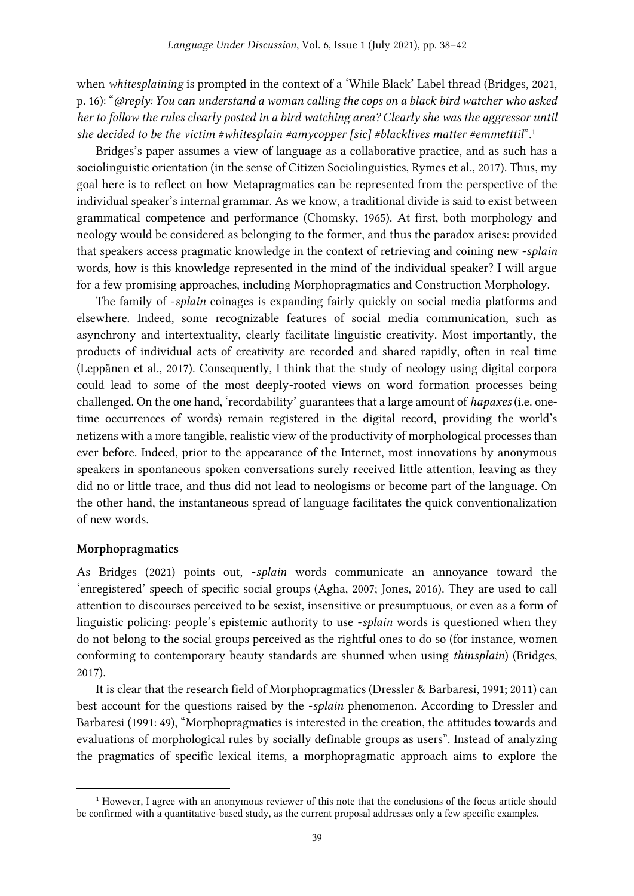when *whitesplaining* is prompted in the context of a 'While Black' Label thread (Bridges, 2021, p. 16): "*@reply: You can understand a woman calling the cops on a black bird watcher who asked her to follow the rules clearly posted in a bird watching area? Clearly she was the aggressor until she decided to be the victim #whitesplain #amycopper [sic] #blacklives matter #emmetttil*".[1]

Bridges's paper assumes a view of language as a collaborative practice, and as such has a sociolinguistic orientation (in the sense of Citizen Sociolinguistics, Rymes et al., 2017). Thus, my goal here is to reflect on how Metapragmatics can be represented from the perspective of the individual speaker's internal grammar. As we know, a traditional divide is said to exist between grammatical competence and performance (Chomsky, 1965). At first, both morphology and neology would be considered as belonging to the former, and thus the paradox arises: provided that speakers access pragmatic knowledge in the context of retrieving and coining new *-splain* words, how is this knowledge represented in the mind of the individual speaker? I will argue for a few promising approaches, including Morphopragmatics and Construction Morphology.

The family of *-splain* coinages is expanding fairly quickly on social media platforms and elsewhere. Indeed, some recognizable features of social media communication, such as asynchrony and intertextuality, clearly facilitate linguistic creativity. Most importantly, the products of individual acts of creativity are recorded and shared rapidly, often in real time (Leppänen et al., 2017). Consequently, I think that the study of neology using digital corpora could lead to some of the most deeply-rooted views on word formation processes being challenged. On the one hand, 'recordability' guarantees that a large amount of *hapaxes* (i.e. one-time occurrences of words) remain registered in the digital record, providing the world's netizens with a more tangible, realistic view of the productivity of morphological processes than ever before. Indeed, prior to the appearance of the Internet, most innovations by anonymous speakers in spontaneous spoken conversations surely received little attention, leaving as they did no or little trace, and thus did not lead to neologisms or become part of the language. On the other hand, the instantaneous spread of language facilitates the quick conventionalization of new words.

**Morphopragmatics**

As Bridges (2021) points out, *-splain* words communicate an annoyance toward the 'enregistered' speech of specific social groups (Agha, 2007; Jones, 2016). They are used to call attention to discourses perceived to be sexist, insensitive or presumptuous, or even as a form of linguistic policing: people's epistemic authority to use *-splain* words is questioned when they do not belong to the social groups perceived as the rightful ones to do so (for instance, women conforming to contemporary beauty standards are shunned when using *thinsplain*) (Bridges, 2017).

It is clear that the research field of Morphopragmatics (Dressler & Barbaresi, 1991; 2011) can best account for the questions raised by the *-splain* phenomenon. According to Dressler and Barbaresi (1991: 49), "Morphopragmatics is interested in the creation, the attitudes towards and evaluations of morphological rules by socially definable groups as users". Instead of analyzing the pragmatics of specific lexical items, a morphopragmatic approach aims to explore the

[1] However, I agree with an anonymous reviewer of this note that the conclusions of the focus article should be confirmed with a quantitative-based study, as the current proposal addresses only a few specific examples.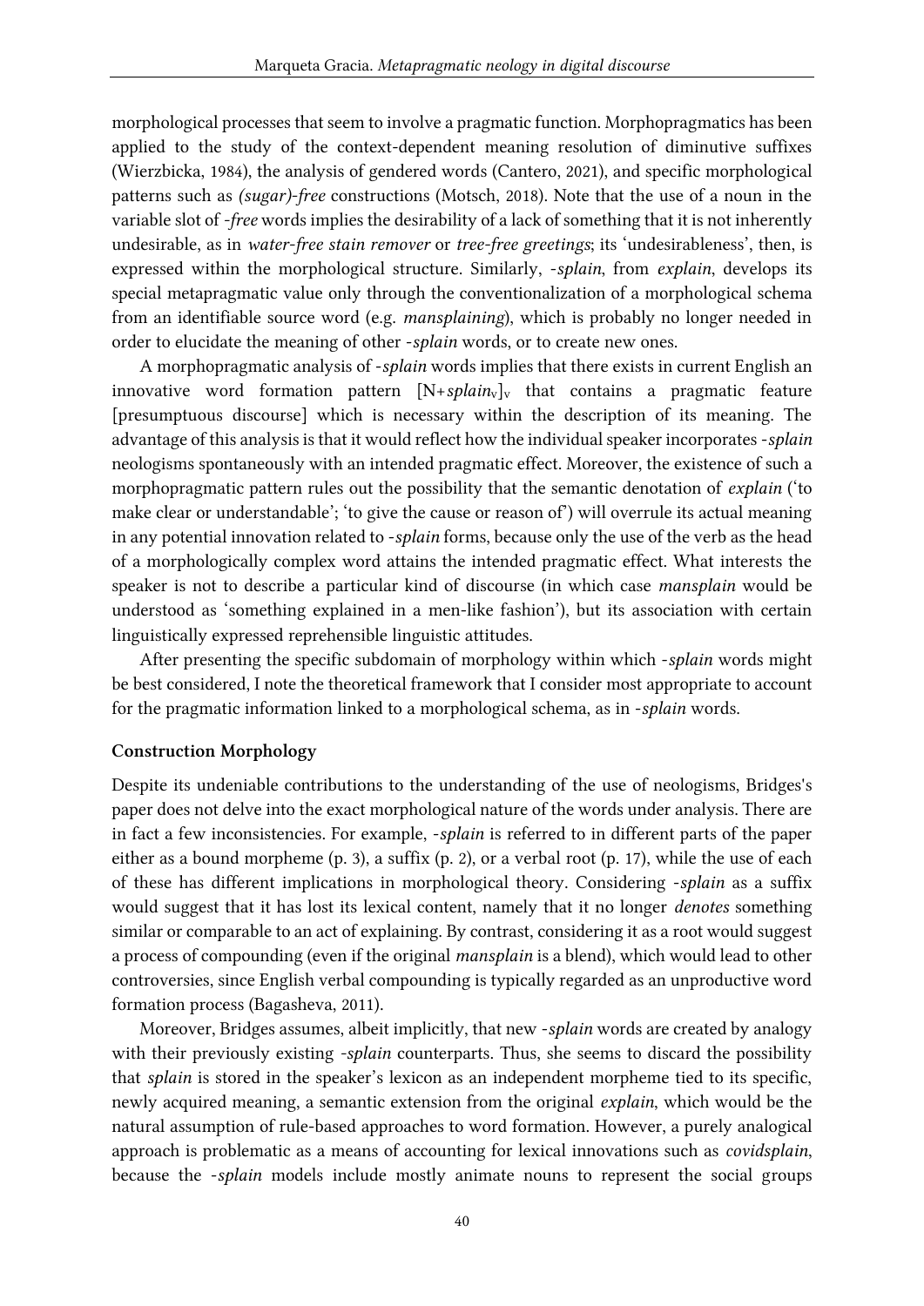morphological processes that seem to involve a pragmatic function. Morphopragmatics has been applied to the study of the context-dependent meaning resolution of diminutive suffixes (Wierzbicka, 1984), the analysis of gendered words (Cantero, 2021), and specific morphological patterns such as *(sugar)-free* constructions (Motsch, 2018). Note that the use of a noun in the variable slot of *-free* words implies the desirability of a lack of something that it is not inherently undesirable, as in *water-free stain remover* or *tree-free greetings*; its 'undesirableness', then, is expressed within the morphological structure. Similarly, *-splain*, from *explain*, develops its special metapragmatic value only through the conventionalization of a morphological schema from an identifiable source word (e.g. *mansplaining*), which is probably no longer needed in order to elucidate the meaning of other *-splain* words, or to create new ones.

A morphopragmatic analysis of *-splain* words implies that there exists in current English an innovative word formation pattern $[\text{N}+splain_{\text{V}}]_{\text{V}}$ that contains a pragmatic feature [presumptuous discourse] which is necessary within the description of its meaning. The advantage of this analysis is that it would reflect how the individual speaker incorporates *-splain* neologisms spontaneously with an intended pragmatic effect. Moreover, the existence of such a morphopragmatic pattern rules out the possibility that the semantic denotation of *explain* ('to make clear or understandable'; 'to give the cause or reason of') will overrule its actual meaning in any potential innovation related to *-splain* forms, because only the use of the verb as the head of a morphologically complex word attains the intended pragmatic effect. What interests the speaker is not to describe a particular kind of discourse (in which case *mansplain* would be understood as 'something explained in a men-like fashion'), but its association with certain linguistically expressed reprehensible linguistic attitudes.

After presenting the specific subdomain of morphology within which *-splain* words might be best considered, I note the theoretical framework that I consider most appropriate to account for the pragmatic information linked to a morphological schema, as in *-splain* words.

**Construction Morphology**

Despite its undeniable contributions to the understanding of the use of neologisms, Bridges's paper does not delve into the exact morphological nature of the words under analysis. There are in fact a few inconsistencies. For example, *-splain* is referred to in different parts of the paper either as a bound morpheme (p. 3), a suffix (p. 2), or a verbal root (p. 17), while the use of each of these has different implications in morphological theory. Considering *-splain* as a suffix would suggest that it has lost its lexical content, namely that it no longer *denotes* something similar or comparable to an act of explaining. By contrast, considering it as a root would suggest a process of compounding (even if the original *mansplain* is a blend), which would lead to other controversies, since English verbal compounding is typically regarded as an unproductive word formation process (Bagasheva, 2011).

Moreover, Bridges assumes, albeit implicitly, that new *-splain* words are created by analogy with their previously existing *-splain* counterparts. Thus, she seems to discard the possibility that *splain* is stored in the speaker's lexicon as an independent morpheme tied to its specific, newly acquired meaning, a semantic extension from the original *explain*, which would be the natural assumption of rule-based approaches to word formation. However, a purely analogical approach is problematic as a means of accounting for lexical innovations such as *covidsplain*, because the *-splain* models include mostly animate nouns to represent the social groups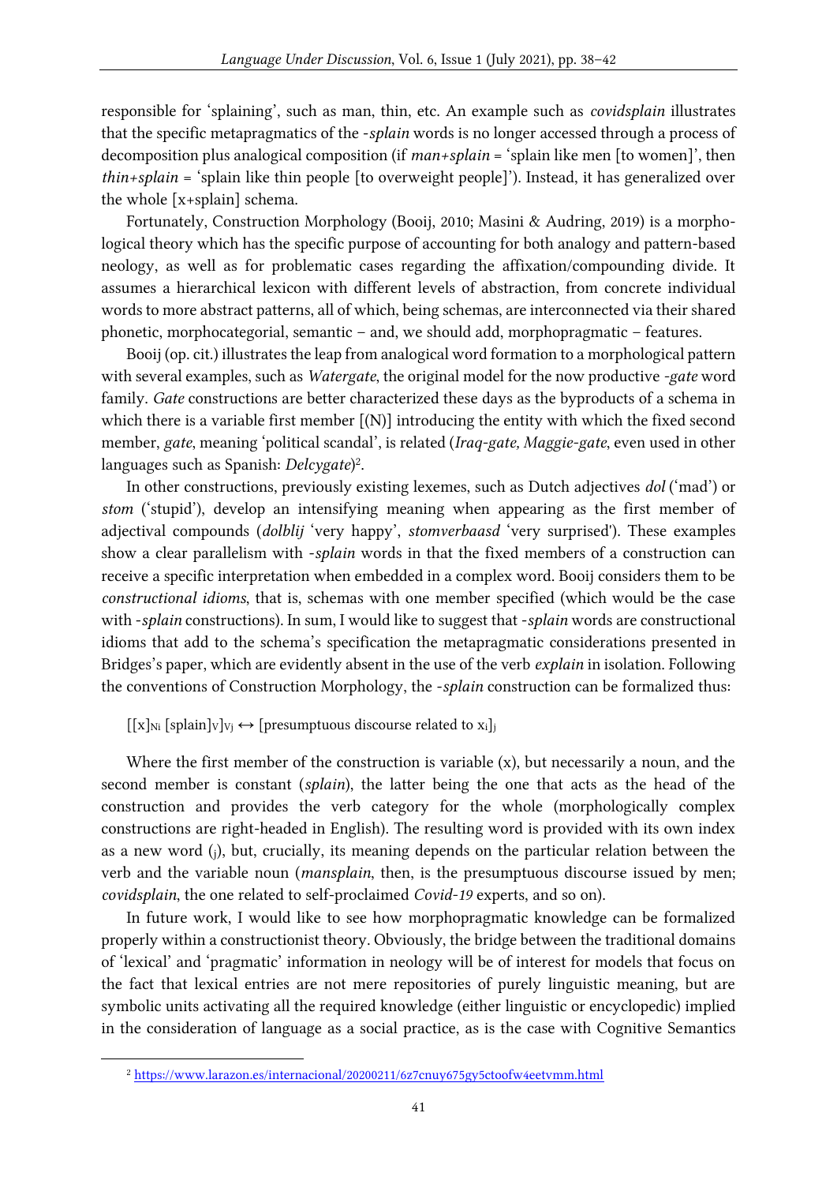responsible for 'splaining', such as man, thin, etc. An example such as *covidsplain* illustrates that the specific metapragmatics of the *-splain* words is no longer accessed through a process of decomposition plus analogical composition (if *man+splain* = 'splain like men [to women]', then *thin+splain* = 'splain like thin people [to overweight people]'). Instead, it has generalized over the whole [x+splain] schema.

Fortunately, Construction Morphology (Booij, 2010; Masini & Audring, 2019) is a morphological theory which has the specific purpose of accounting for both analogy and pattern-based neology, as well as for problematic cases regarding the affixation/compounding divide. It assumes a hierarchical lexicon with different levels of abstraction, from concrete individual words to more abstract patterns, all of which, being schemas, are interconnected via their shared phonetic, morphocategorial, semantic – and, we should add, morphopragmatic – features.

Booij (op. cit.) illustrates the leap from analogical word formation to a morphological pattern with several examples, such as *Watergate*, the original model for the now productive *-gate* word family. *Gate* constructions are better characterized these days as the byproducts of a schema in which there is a variable first member [(N)] introducing the entity with which the fixed second member, *gate*, meaning 'political scandal', is related (*Iraq-gate, Maggie-gate*, even used in other languages such as Spanish: *Delcygate*)[2].

In other constructions, previously existing lexemes, such as Dutch adjectives *dol* ('mad') or *stom* ('stupid'), develop an intensifying meaning when appearing as the first member of adjectival compounds (*dolblij* 'very happy', *stomverbaasd* 'very surprised'). These examples show a clear parallelism with *-splain* words in that the fixed members of a construction can receive a specific interpretation when embedded in a complex word. Booij considers them to be *constructional idioms*, that is, schemas with one member specified (which would be the case with *-splain* constructions). In sum, I would like to suggest that *-splain* words are constructional idioms that add to the schema's specification the metapragmatic considerations presented in Bridges's paper, which are evidently absent in the use of the verb *explain* in isolation. Following the conventions of Construction Morphology, the *-splain* construction can be formalized thus:

$[[x]_{Ni}\ [\text{splain}]_{V}]_{Vj} \leftrightarrow [\text{presumptuous discourse related to } x_i]_j$

Where the first member of the construction is variable (x), but necessarily a noun, and the second member is constant (*splain*), the latter being the one that acts as the head of the construction and provides the verb category for the whole (morphologically complex constructions are right-headed in English). The resulting word is provided with its own index as a new word ($_j$), but, crucially, its meaning depends on the particular relation between the verb and the variable noun (*mansplain*, then, is the presumptuous discourse issued by men; *covidsplain*, the one related to self-proclaimed *Covid-19* experts, and so on).

In future work, I would like to see how morphopragmatic knowledge can be formalized properly within a constructionist theory. Obviously, the bridge between the traditional domains of 'lexical' and 'pragmatic' information in neology will be of interest for models that focus on the fact that lexical entries are not mere repositories of purely linguistic meaning, but are symbolic units activating all the required knowledge (either linguistic or encyclopedic) implied in the consideration of language as a social practice, as is the case with Cognitive Semantics

[2] https://www.larazon.es/internacional/20200211/6z7cnuy675gy5ctoofw4eetvmm.html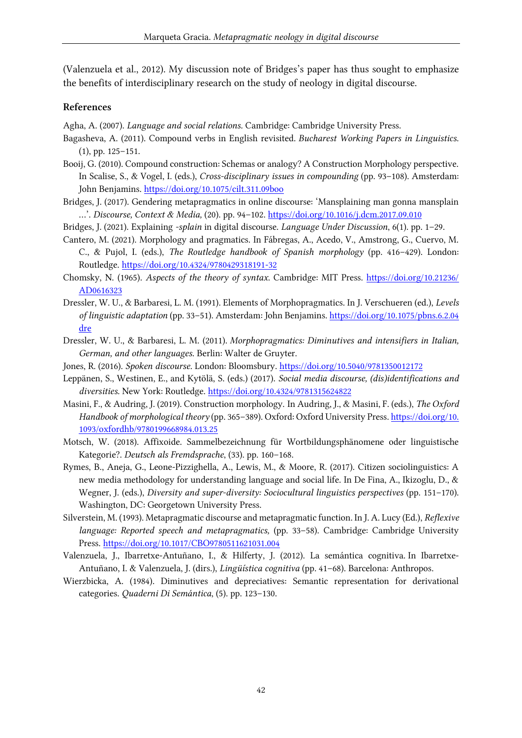(Valenzuela et al., 2012). My discussion note of Bridges's paper has thus sought to emphasize the benefits of interdisciplinary research on the study of neology in digital discourse.

## References

Agha, A. (2007). *Language and social relations*. Cambridge: Cambridge University Press.

Bagasheva, A. (2011). Compound verbs in English revisited. *Bucharest Working Papers in Linguistics*. (1), pp. 125–151.

Booij, G. (2010). Compound construction: Schemas or analogy? A Construction Morphology perspective. In Scalise, S., & Vogel, I. (eds.), *Cross-disciplinary issues in compounding* (pp. 93–108). Amsterdam: John Benjamins. https://doi.org/10.1075/cilt.311.09boo

Bridges, J. (2017). Gendering metapragmatics in online discourse: 'Mansplaining man gonna mansplain …'. *Discourse, Context & Media,* (20). pp. 94–102. https://doi.org/10.1016/j.dcm.2017.09.010

Bridges, J. (2021). Explaining *-splain* in digital discourse. *Language Under Discussion*, 6(1). pp. 1–29.

Cantero, M. (2021). Morphology and pragmatics. In Fábregas, A., Acedo, V., Amstrong, G., Cuervo, M. C., & Pujol, I. (eds.), *The Routledge handbook of Spanish morphology* (pp. 416–429). London: Routledge. https://doi.org/10.4324/9780429318191-32

Chomsky, N. (1965). *Aspects of the theory of syntax*. Cambridge: MIT Press. https://doi.org/10.21236/AD0616323

Dressler, W. U., & Barbaresi, L. M. (1991). Elements of Morphopragmatics. In J. Verschueren (ed.), *Levels of linguistic adaptation* (pp. 33–51). Amsterdam: John Benjamins. https://doi.org/10.1075/pbns.6.2.04dre

Dressler, W. U., & Barbaresi, L. M. (2011). *Morphopragmatics: Diminutives and intensifiers in Italian, German, and other languages*. Berlin: Walter de Gruyter.

Jones, R. (2016). *Spoken discourse*. London: Bloomsbury. https://doi.org/10.5040/9781350012172

Leppänen, S., Westinen, E., and Kytölä, S. (eds.) (2017). *Social media discourse, (dis)identifications and diversities*. New York: Routledge. https://doi.org/10.4324/9781315624822

Masini, F., & Audring, J. (2019). Construction morphology. In Audring, J., & Masini, F. (eds.), *The Oxford Handbook of morphological theory* (pp. 365–389). Oxford: Oxford University Press. https://doi.org/10.1093/oxfordhb/9780199668984.013.25

Motsch, W. (2018). Affixoide. Sammelbezeichnung für Wortbildungsphänomene oder linguistische Kategorie?. *Deutsch als Fremdsprache*, (33). pp. 160–168.

Rymes, B., Aneja, G., Leone-Pizzighella, A., Lewis, M., & Moore, R. (2017). Citizen sociolinguistics: A new media methodology for understanding language and social life. In De Fina, A., Ikizoglu, D., & Wegner, J. (eds.), *Diversity and super-diversity: Sociocultural linguistics perspectives* (pp. 151–170). Washington, DC: Georgetown University Press.

Silverstein, M. (1993). Metapragmatic discourse and metapragmatic function. In J. A. Lucy (Ed.), *Reflexive language: Reported speech and metapragmatics,* (pp. 33–58). Cambridge: Cambridge University Press. https://doi.org/10.1017/CBO9780511621031.004

Valenzuela, J., Ibarretxe-Antuñano, I., & Hilferty, J. (2012). La semántica cognitiva. In Ibarretxe-Antuñano, I. & Valenzuela, J. (dirs.), *Lingüística cognitiva* (pp. 41–68). Barcelona: Anthropos.

Wierzbicka, A. (1984). Diminutives and depreciatives: Semantic representation for derivational categories. *Quaderni Di Semántica*, (5). pp. 123–130.